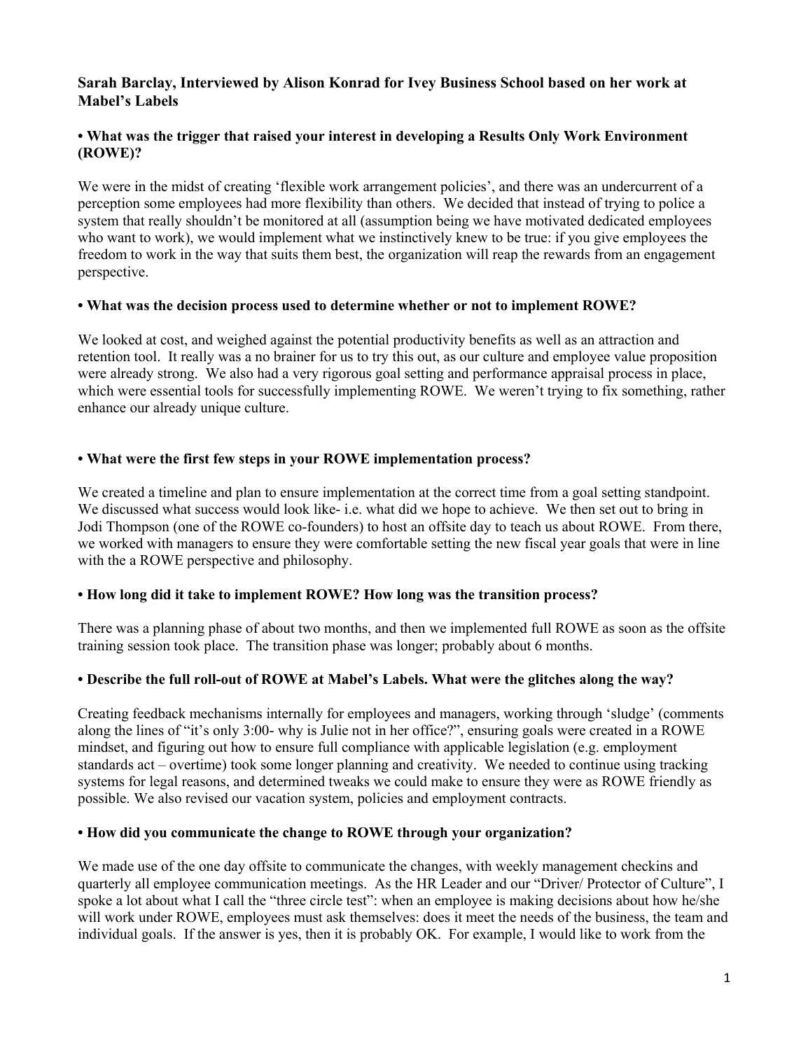**Sarah Barclay, Interviewed by Alison Konrad for Ivey Business School based on her work at Mabel's Labels**

**• What was the trigger that raised your interest in developing a Results Only Work Environment (ROWE)?**

We were in the midst of creating 'flexible work arrangement policies', and there was an undercurrent of a perception some employees had more flexibility than others. We decided that instead of trying to police a system that really shouldn't be monitored at all (assumption being we have motivated dedicated employees who want to work), we would implement what we instinctively knew to be true: if you give employees the freedom to work in the way that suits them best, the organization will reap the rewards from an engagement perspective.

**• What was the decision process used to determine whether or not to implement ROWE?**

We looked at cost, and weighed against the potential productivity benefits as well as an attraction and retention tool. It really was a no brainer for us to try this out, as our culture and employee value proposition were already strong. We also had a very rigorous goal setting and performance appraisal process in place, which were essential tools for successfully implementing ROWE. We weren't trying to fix something, rather enhance our already unique culture.

**• What were the first few steps in your ROWE implementation process?**

We created a timeline and plan to ensure implementation at the correct time from a goal setting standpoint. We discussed what success would look like- i.e. what did we hope to achieve. We then set out to bring in Jodi Thompson (one of the ROWE co-founders) to host an offsite day to teach us about ROWE. From there, we worked with managers to ensure they were comfortable setting the new fiscal year goals that were in line with the a ROWE perspective and philosophy.

**• How long did it take to implement ROWE? How long was the transition process?**

There was a planning phase of about two months, and then we implemented full ROWE as soon as the offsite training session took place. The transition phase was longer; probably about 6 months.

**• Describe the full roll-out of ROWE at Mabel's Labels. What were the glitches along the way?**

Creating feedback mechanisms internally for employees and managers, working through 'sludge' (comments along the lines of "it's only 3:00- why is Julie not in her office?", ensuring goals were created in a ROWE mindset, and figuring out how to ensure full compliance with applicable legislation (e.g. employment standards act – overtime) took some longer planning and creativity. We needed to continue using tracking systems for legal reasons, and determined tweaks we could make to ensure they were as ROWE friendly as possible. We also revised our vacation system, policies and employment contracts.

**• How did you communicate the change to ROWE through your organization?**

We made use of the one day offsite to communicate the changes, with weekly management checkins and quarterly all employee communication meetings. As the HR Leader and our "Driver/ Protector of Culture", I spoke a lot about what I call the "three circle test": when an employee is making decisions about how he/she will work under ROWE, employees must ask themselves: does it meet the needs of the business, the team and individual goals. If the answer is yes, then it is probably OK. For example, I would like to work from the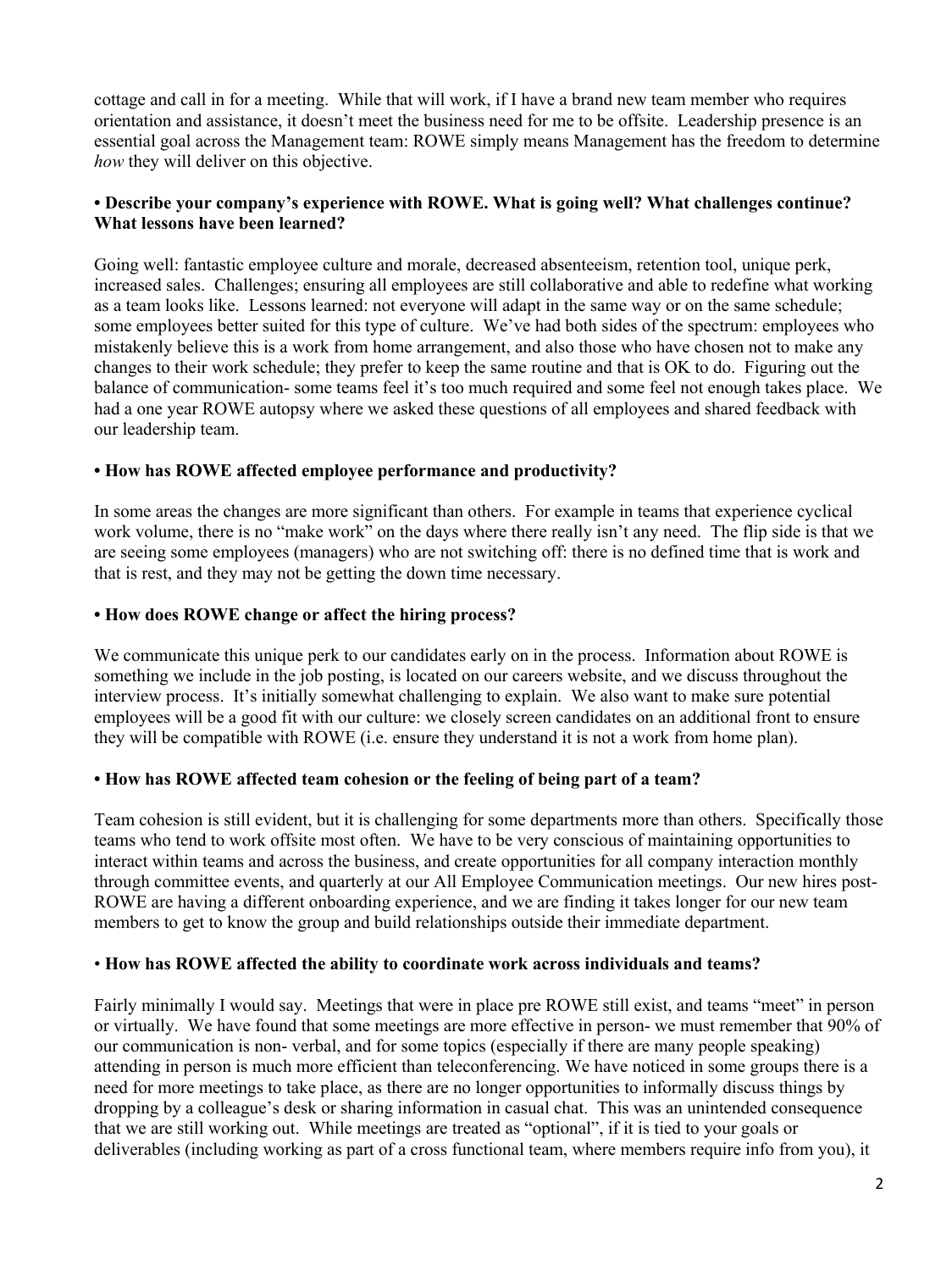cottage and call in for a meeting. While that will work, if I have a brand new team member who requires orientation and assistance, it doesn't meet the business need for me to be offsite. Leadership presence is an essential goal across the Management team: ROWE simply means Management has the freedom to determine *how* they will deliver on this objective.

**• Describe your company's experience with ROWE. What is going well? What challenges continue? What lessons have been learned?**

Going well: fantastic employee culture and morale, decreased absenteeism, retention tool, unique perk, increased sales. Challenges; ensuring all employees are still collaborative and able to redefine what working as a team looks like. Lessons learned: not everyone will adapt in the same way or on the same schedule; some employees better suited for this type of culture. We've had both sides of the spectrum: employees who mistakenly believe this is a work from home arrangement, and also those who have chosen not to make any changes to their work schedule; they prefer to keep the same routine and that is OK to do. Figuring out the balance of communication- some teams feel it's too much required and some feel not enough takes place. We had a one year ROWE autopsy where we asked these questions of all employees and shared feedback with our leadership team.

**• How has ROWE affected employee performance and productivity?**

In some areas the changes are more significant than others. For example in teams that experience cyclical work volume, there is no "make work" on the days where there really isn't any need. The flip side is that we are seeing some employees (managers) who are not switching off: there is no defined time that is work and that is rest, and they may not be getting the down time necessary.

**• How does ROWE change or affect the hiring process?**

We communicate this unique perk to our candidates early on in the process. Information about ROWE is something we include in the job posting, is located on our careers website, and we discuss throughout the interview process. It's initially somewhat challenging to explain. We also want to make sure potential employees will be a good fit with our culture: we closely screen candidates on an additional front to ensure they will be compatible with ROWE (i.e. ensure they understand it is not a work from home plan).

**• How has ROWE affected team cohesion or the feeling of being part of a team?**

Team cohesion is still evident, but it is challenging for some departments more than others. Specifically those teams who tend to work offsite most often. We have to be very conscious of maintaining opportunities to interact within teams and across the business, and create opportunities for all company interaction monthly through committee events, and quarterly at our All Employee Communication meetings. Our new hires post-ROWE are having a different onboarding experience, and we are finding it takes longer for our new team members to get to know the group and build relationships outside their immediate department.

• **How has ROWE affected the ability to coordinate work across individuals and teams?**

Fairly minimally I would say. Meetings that were in place pre ROWE still exist, and teams "meet" in person or virtually. We have found that some meetings are more effective in person- we must remember that 90% of our communication is non- verbal, and for some topics (especially if there are many people speaking) attending in person is much more efficient than teleconferencing. We have noticed in some groups there is a need for more meetings to take place, as there are no longer opportunities to informally discuss things by dropping by a colleague's desk or sharing information in casual chat. This was an unintended consequence that we are still working out. While meetings are treated as "optional", if it is tied to your goals or deliverables (including working as part of a cross functional team, where members require info from you), it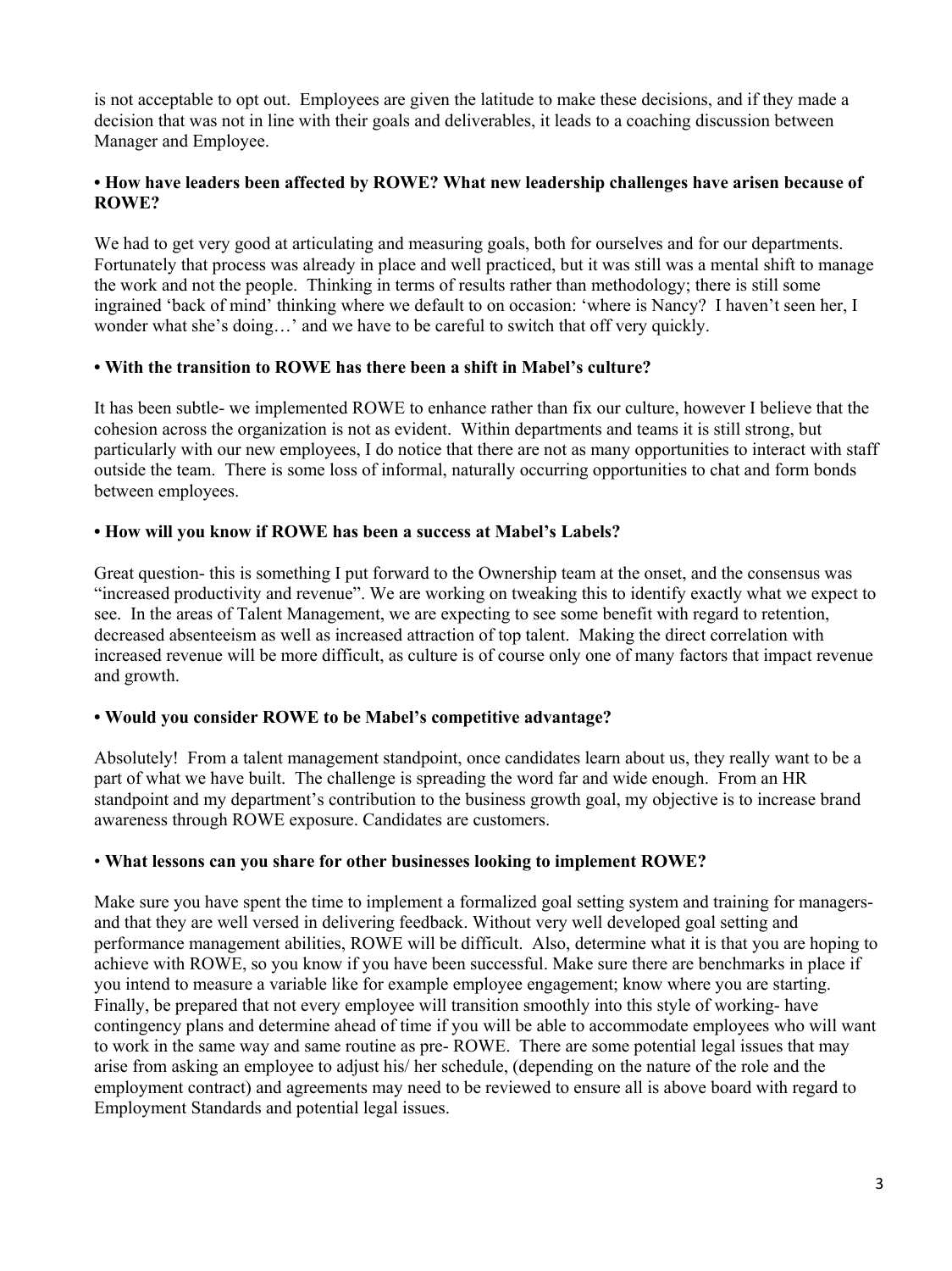is not acceptable to opt out. Employees are given the latitude to make these decisions, and if they made a decision that was not in line with their goals and deliverables, it leads to a coaching discussion between Manager and Employee.

**• How have leaders been affected by ROWE? What new leadership challenges have arisen because of ROWE?**

We had to get very good at articulating and measuring goals, both for ourselves and for our departments. Fortunately that process was already in place and well practiced, but it was still was a mental shift to manage the work and not the people. Thinking in terms of results rather than methodology; there is still some ingrained 'back of mind' thinking where we default to on occasion: 'where is Nancy? I haven't seen her, I wonder what she's doing…' and we have to be careful to switch that off very quickly.

**• With the transition to ROWE has there been a shift in Mabel's culture?**

It has been subtle- we implemented ROWE to enhance rather than fix our culture, however I believe that the cohesion across the organization is not as evident. Within departments and teams it is still strong, but particularly with our new employees, I do notice that there are not as many opportunities to interact with staff outside the team. There is some loss of informal, naturally occurring opportunities to chat and form bonds between employees.

**• How will you know if ROWE has been a success at Mabel's Labels?**

Great question- this is something I put forward to the Ownership team at the onset, and the consensus was "increased productivity and revenue". We are working on tweaking this to identify exactly what we expect to see. In the areas of Talent Management, we are expecting to see some benefit with regard to retention, decreased absenteeism as well as increased attraction of top talent. Making the direct correlation with increased revenue will be more difficult, as culture is of course only one of many factors that impact revenue and growth.

**• Would you consider ROWE to be Mabel's competitive advantage?**

Absolutely! From a talent management standpoint, once candidates learn about us, they really want to be a part of what we have built. The challenge is spreading the word far and wide enough. From an HR standpoint and my department's contribution to the business growth goal, my objective is to increase brand awareness through ROWE exposure. Candidates are customers.

• **What lessons can you share for other businesses looking to implement ROWE?**

Make sure you have spent the time to implement a formalized goal setting system and training for managers- and that they are well versed in delivering feedback. Without very well developed goal setting and performance management abilities, ROWE will be difficult. Also, determine what it is that you are hoping to achieve with ROWE, so you know if you have been successful. Make sure there are benchmarks in place if you intend to measure a variable like for example employee engagement; know where you are starting. Finally, be prepared that not every employee will transition smoothly into this style of working- have contingency plans and determine ahead of time if you will be able to accommodate employees who will want to work in the same way and same routine as pre- ROWE. There are some potential legal issues that may arise from asking an employee to adjust his/ her schedule, (depending on the nature of the role and the employment contract) and agreements may need to be reviewed to ensure all is above board with regard to Employment Standards and potential legal issues.